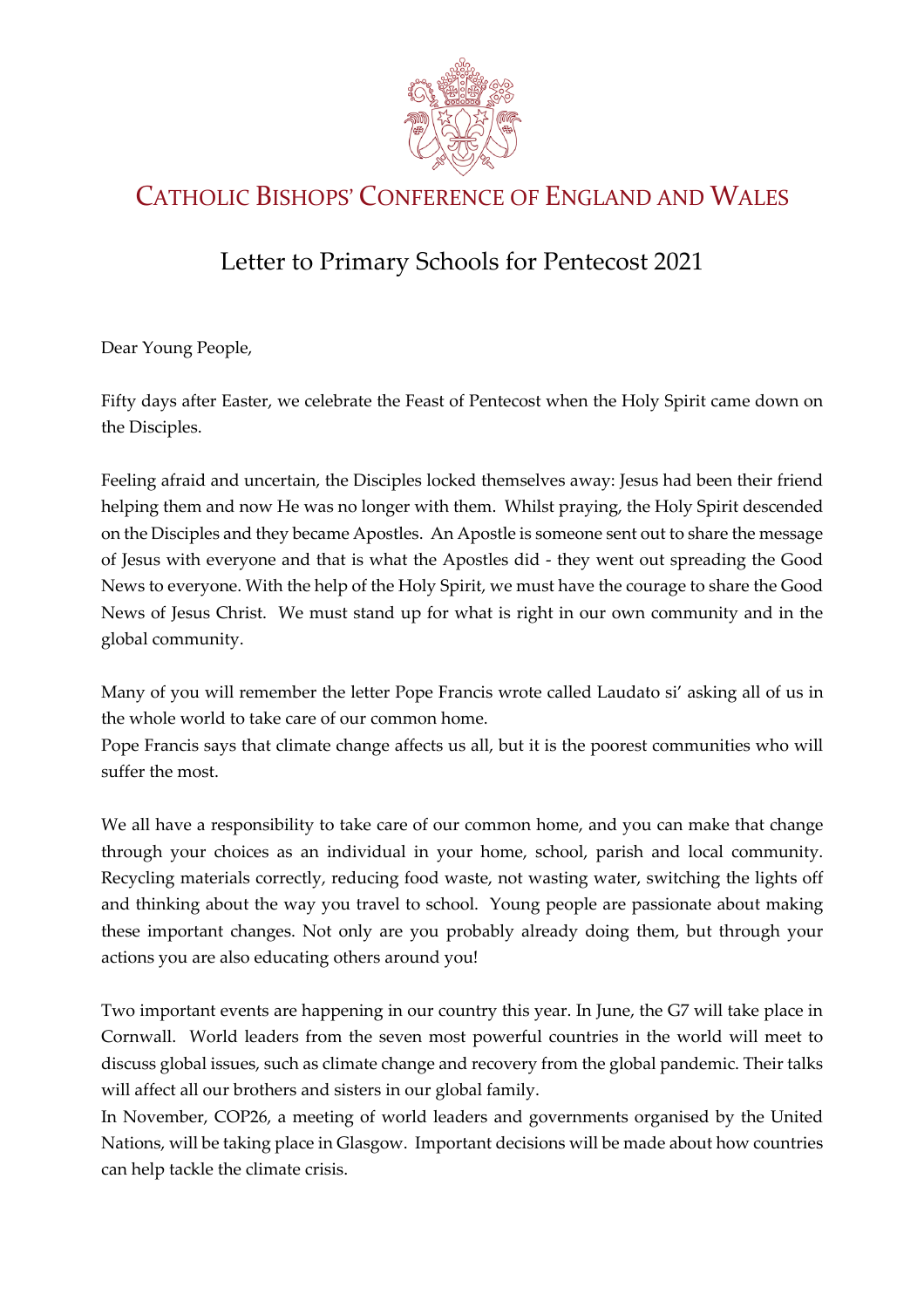# CATHOLIC BISHOPS' CONFERENCE OF ENGLAND AND WALES

## Letter to Primary Schools for Pentecost 2021

Dear Young People,

Fifty days after Easter, we celebrate the Feast of Pentecost when the Holy Spirit came down on the Disciples.

Feeling afraid and uncertain, the Disciples locked themselves away: Jesus had been their friend helping them and now He was no longer with them. Whilst praying, the Holy Spirit descended on the Disciples and they became Apostles. An Apostle is someone sent out to share the message of Jesus with everyone and that is what the Apostles did - they went out spreading the Good News to everyone. With the help of the Holy Spirit, we must have the courage to share the Good News of Jesus Christ. We must stand up for what is right in our own community and in the global community.

Many of you will remember the letter Pope Francis wrote called Laudato si' asking all of us in the whole world to take care of our common home.
Pope Francis says that climate change affects us all, but it is the poorest communities who will suffer the most.

We all have a responsibility to take care of our common home, and you can make that change through your choices as an individual in your home, school, parish and local community. Recycling materials correctly, reducing food waste, not wasting water, switching the lights off and thinking about the way you travel to school. Young people are passionate about making these important changes. Not only are you probably already doing them, but through your actions you are also educating others around you!

Two important events are happening in our country this year. In June, the G7 will take place in Cornwall. World leaders from the seven most powerful countries in the world will meet to discuss global issues, such as climate change and recovery from the global pandemic. Their talks will affect all our brothers and sisters in our global family.
In November, COP26, a meeting of world leaders and governments organised by the United Nations, will be taking place in Glasgow. Important decisions will be made about how countries can help tackle the climate crisis.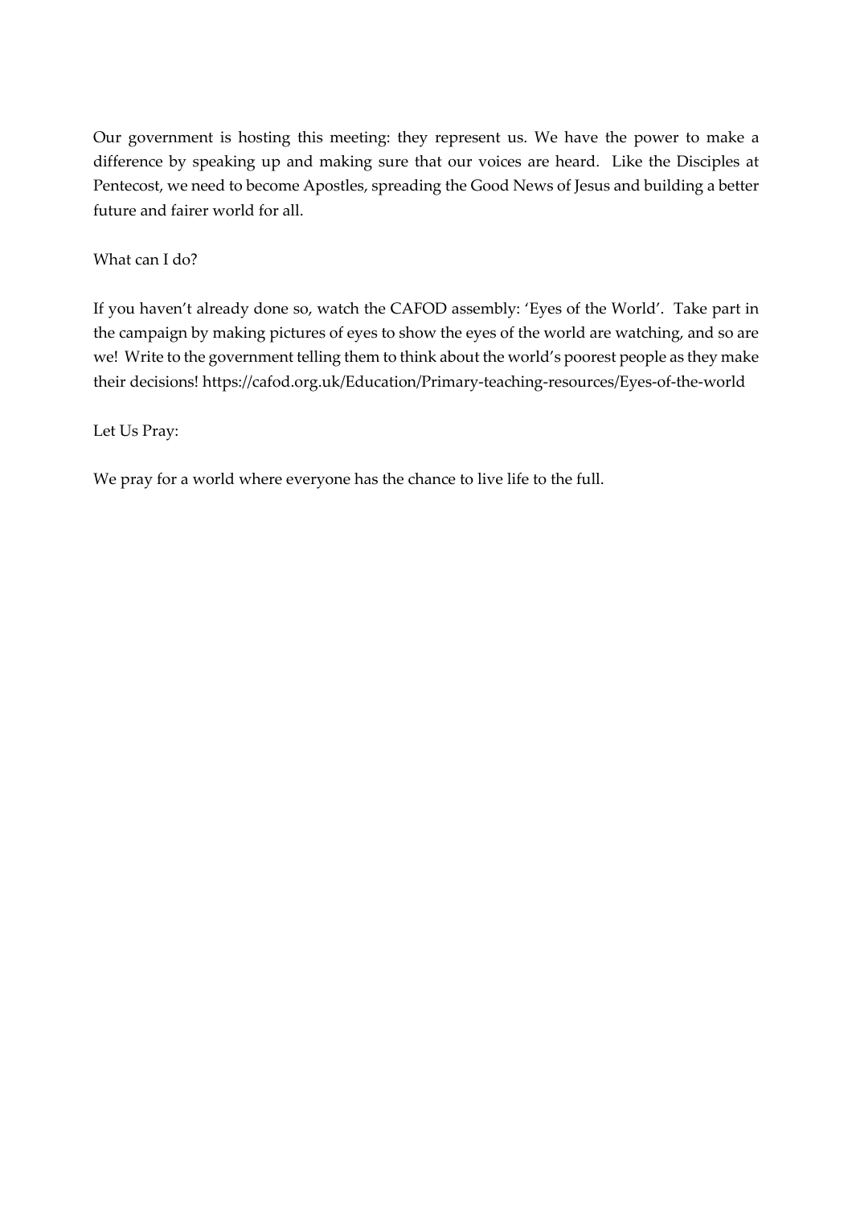Our government is hosting this meeting: they represent us. We have the power to make a difference by speaking up and making sure that our voices are heard. Like the Disciples at Pentecost, we need to become Apostles, spreading the Good News of Jesus and building a better future and fairer world for all.

What can I do?

If you haven't already done so, watch the CAFOD assembly: 'Eyes of the World'. Take part in the campaign by making pictures of eyes to show the eyes of the world are watching, and so are we! Write to the government telling them to think about the world's poorest people as they make their decisions! https://cafod.org.uk/Education/Primary-teaching-resources/Eyes-of-the-world

Let Us Pray:

We pray for a world where everyone has the chance to live life to the full.